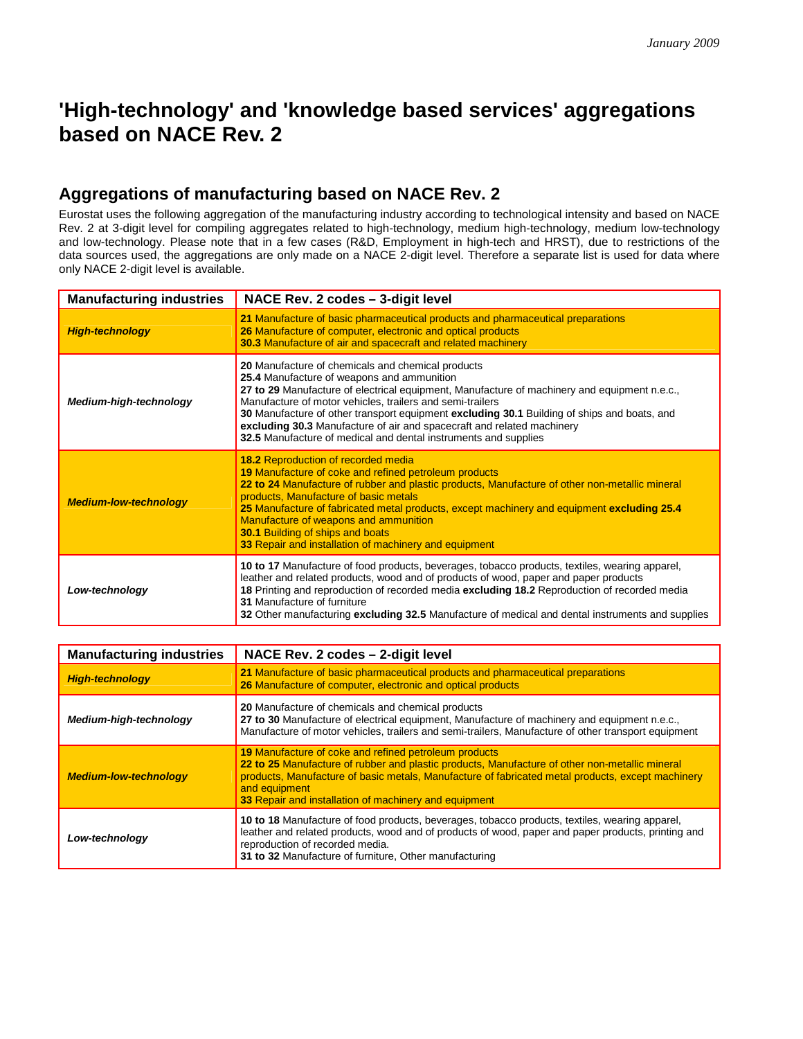January 2009

# 'High-technology' and 'knowledge based services' aggregations based on NACE Rev. 2

## Aggregations of manufacturing based on NACE Rev. 2

Eurostat uses the following aggregation of the manufacturing industry according to technological intensity and based on NACE Rev. 2 at 3-digit level for compiling aggregates related to high-technology, medium high-technology, medium low-technology and low-technology. Please note that in a few cases (R&D, Employment in high-tech and HRST), due to restrictions of the data sources used, the aggregations are only made on a NACE 2-digit level. Therefore a separate list is used for data where only NACE 2-digit level is available.

| Manufacturing industries | NACE Rev. 2 codes – 3-digit level |
|---|---|
| *High-technology* | **21** Manufacture of basic pharmaceutical products and pharmaceutical preparations<br>**26** Manufacture of computer, electronic and optical products<br>**30.3** Manufacture of air and spacecraft and related machinery |
| *Medium-high-technology* | **20** Manufacture of chemicals and chemical products<br>**25.4** Manufacture of weapons and ammunition<br>**27 to 29** Manufacture of electrical equipment, Manufacture of machinery and equipment n.e.c., Manufacture of motor vehicles, trailers and semi-trailers<br>**30** Manufacture of other transport equipment **excluding 30.1** Building of ships and boats, and **excluding 30.3** Manufacture of air and spacecraft and related machinery<br>**32.5** Manufacture of medical and dental instruments and supplies |
| *Medium-low-technology* | **18.2** Reproduction of recorded media<br>**19** Manufacture of coke and refined petroleum products<br>**22 to 24** Manufacture of rubber and plastic products, Manufacture of other non-metallic mineral products, Manufacture of basic metals<br>**25** Manufacture of fabricated metal products, except machinery and equipment **excluding 25.4** Manufacture of weapons and ammunition<br>**30.1** Building of ships and boats<br>**33** Repair and installation of machinery and equipment |
| *Low-technology* | **10 to 17** Manufacture of food products, beverages, tobacco products, textiles, wearing apparel, leather and related products, wood and of products of wood, paper and paper products<br>**18** Printing and reproduction of recorded media **excluding 18.2** Reproduction of recorded media<br>**31** Manufacture of furniture<br>**32** Other manufacturing **excluding 32.5** Manufacture of medical and dental instruments and supplies |

| Manufacturing industries | NACE Rev. 2 codes – 2-digit level |
|---|---|
| *High-technology* | **21** Manufacture of basic pharmaceutical products and pharmaceutical preparations<br>**26** Manufacture of computer, electronic and optical products |
| *Medium-high-technology* | **20** Manufacture of chemicals and chemical products<br>**27 to 30** Manufacture of electrical equipment, Manufacture of machinery and equipment n.e.c., Manufacture of motor vehicles, trailers and semi-trailers, Manufacture of other transport equipment |
| *Medium-low-technology* | **19** Manufacture of coke and refined petroleum products<br>**22 to 25** Manufacture of rubber and plastic products, Manufacture of other non-metallic mineral products, Manufacture of basic metals, Manufacture of fabricated metal products, except machinery and equipment<br>**33** Repair and installation of machinery and equipment |
| *Low-technology* | **10 to 18** Manufacture of food products, beverages, tobacco products, textiles, wearing apparel, leather and related products, wood and of products of wood, paper and paper products, printing and reproduction of recorded media.<br>**31 to 32** Manufacture of furniture, Other manufacturing |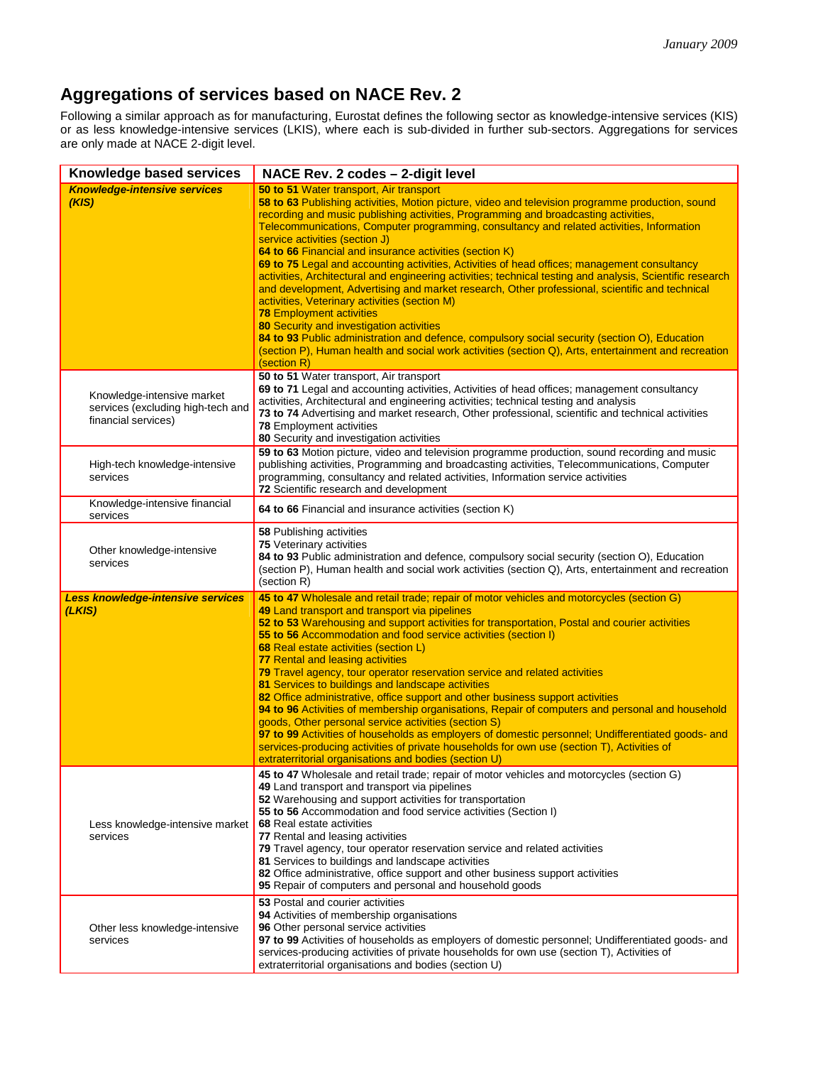## Aggregations of services based on NACE Rev. 2

Following a similar approach as for manufacturing, Eurostat defines the following sector as knowledge-intensive services (KIS) or as less knowledge-intensive services (LKIS), where each is sub-divided in further sub-sectors. Aggregations for services are only made at NACE 2-digit level.

| Knowledge based services | NACE Rev. 2 codes – 2-digit level |
|---|---|
| ***Knowledge-intensive services (KIS)*** | **50 to 51** Water transport, Air transport<br>**58 to 63** Publishing activities, Motion picture, video and television programme production, sound recording and music publishing activities, Programming and broadcasting activities, Telecommunications, Computer programming, consultancy and related activities, Information service activities (section J)<br>**64 to 66** Financial and insurance activities (section K)<br>**69 to 75** Legal and accounting activities, Activities of head offices; management consultancy activities, Architectural and engineering activities; technical testing and analysis, Scientific research and development, Advertising and market research, Other professional, scientific and technical activities, Veterinary activities (section M)<br>**78** Employment activities<br>**80** Security and investigation activities<br>**84 to 93** Public administration and defence, compulsory social security (section O), Education (section P), Human health and social work activities (section Q), Arts, entertainment and recreation (section R) |
| Knowledge-intensive market services (excluding high-tech and financial services) | **50 to 51** Water transport, Air transport<br>**69 to 71** Legal and accounting activities, Activities of head offices; management consultancy activities, Architectural and engineering activities; technical testing and analysis<br>**73 to 74** Advertising and market research, Other professional, scientific and technical activities<br>**78** Employment activities<br>**80** Security and investigation activities |
| High-tech knowledge-intensive services | **59 to 63** Motion picture, video and television programme production, sound recording and music publishing activities, Programming and broadcasting activities, Telecommunications, Computer programming, consultancy and related activities, Information service activities<br>**72** Scientific research and development |
| Knowledge-intensive financial services | **64 to 66** Financial and insurance activities (section K) |
| Other knowledge-intensive services | **58** Publishing activities<br>**75** Veterinary activities<br>**84 to 93** Public administration and defence, compulsory social security (section O), Education (section P), Human health and social work activities (section Q), Arts, entertainment and recreation (section R) |
| ***Less knowledge-intensive services (LKIS)*** | **45 to 47** Wholesale and retail trade; repair of motor vehicles and motorcycles (section G)<br>**49** Land transport and transport via pipelines<br>**52 to 53** Warehousing and support activities for transportation, Postal and courier activities<br>**55 to 56** Accommodation and food service activities (section I)<br>**68** Real estate activities (section L)<br>**77** Rental and leasing activities<br>**79** Travel agency, tour operator reservation service and related activities<br>**81** Services to buildings and landscape activities<br>**82** Office administrative, office support and other business support activities<br>**94 to 96** Activities of membership organisations, Repair of computers and personal and household goods, Other personal service activities (section S)<br>**97 to 99** Activities of households as employers of domestic personnel; Undifferentiated goods- and services-producing activities of private households for own use (section T), Activities of extraterritorial organisations and bodies (section U) |
| Less knowledge-intensive market services | **45 to 47** Wholesale and retail trade; repair of motor vehicles and motorcycles (section G)<br>**49** Land transport and transport via pipelines<br>**52** Warehousing and support activities for transportation<br>**55 to 56** Accommodation and food service activities (Section I)<br>**68** Real estate activities<br>**77** Rental and leasing activities<br>**79** Travel agency, tour operator reservation service and related activities<br>**81** Services to buildings and landscape activities<br>**82** Office administrative, office support and other business support activities<br>**95** Repair of computers and personal and household goods |
| Other less knowledge-intensive services | **53** Postal and courier activities<br>**94** Activities of membership organisations<br>**96** Other personal service activities<br>**97 to 99** Activities of households as employers of domestic personnel; Undifferentiated goods- and services-producing activities of private households for own use (section T), Activities of extraterritorial organisations and bodies (section U) |